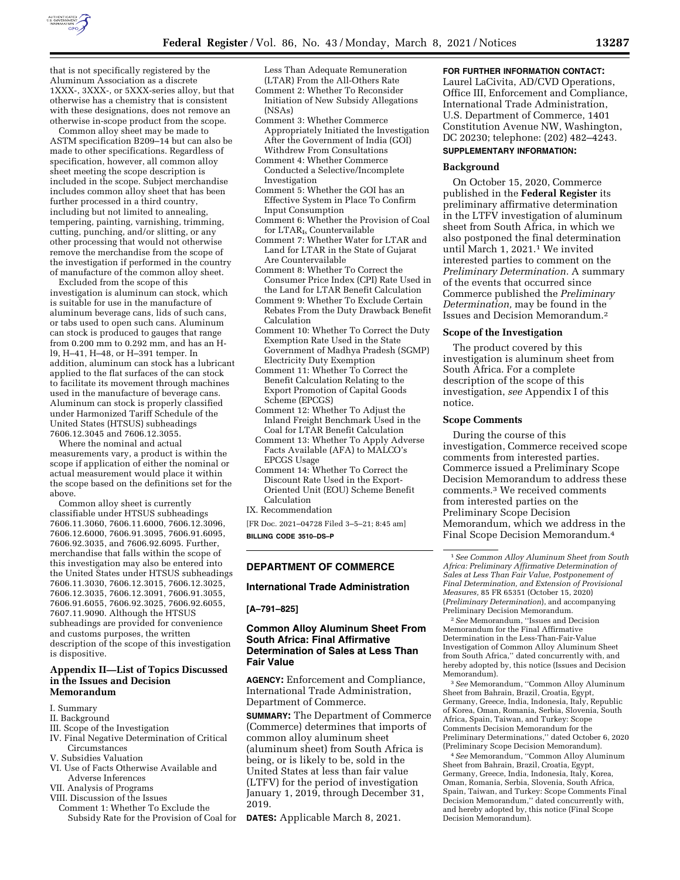that is not specifically registered by the Aluminum Association as a discrete 1XXX-, 3XXX-, or 5XXX-series alloy, but that otherwise has a chemistry that is consistent with these designations, does not remove an otherwise in-scope product from the scope.

Common alloy sheet may be made to ASTM specification B209–14 but can also be made to other specifications. Regardless of specification, however, all common alloy sheet meeting the scope description is included in the scope. Subject merchandise includes common alloy sheet that has been further processed in a third country, including but not limited to annealing, tempering, painting, varnishing, trimming, cutting, punching, and/or slitting, or any other processing that would not otherwise remove the merchandise from the scope of the investigation if performed in the country of manufacture of the common alloy sheet.

Excluded from the scope of this investigation is aluminum can stock, which is suitable for use in the manufacture of aluminum beverage cans, lids of such cans, or tabs used to open such cans. Aluminum can stock is produced to gauges that range from 0.200 mm to 0.292 mm, and has an H-l9, H–41, H–48, or H–391 temper. In addition, aluminum can stock has a lubricant applied to the flat surfaces of the can stock to facilitate its movement through machines used in the manufacture of beverage cans. Aluminum can stock is properly classified under Harmonized Tariff Schedule of the United States (HTSUS) subheadings 7606.12.3045 and 7606.12.3055.

Where the nominal and actual measurements vary, a product is within the scope if application of either the nominal or actual measurement would place it within the scope based on the definitions set for the above.

Common alloy sheet is currently classifiable under HTSUS subheadings 7606.11.3060, 7606.11.6000, 7606.12.3096, 7606.12.6000, 7606.91.3095, 7606.91.6095, 7606.92.3035, and 7606.92.6095. Further, merchandise that falls within the scope of this investigation may also be entered into the United States under HTSUS subheadings 7606.11.3030, 7606.12.3015, 7606.12.3025, 7606.12.3035, 7606.12.3091, 7606.91.3055, 7606.91.6055, 7606.92.3025, 7606.92.6055, 7607.11.9090. Although the HTSUS subheadings are provided for convenience and customs purposes, the written description of the scope of this investigation is dispositive.

## Appendix II—List of Topics Discussed in the Issues and Decision Memorandum

I. Summary
II. Background
III. Scope of the Investigation
IV. Final Negative Determination of Critical Circumstances
V. Subsidies Valuation
VI. Use of Facts Otherwise Available and Adverse Inferences
VII. Analysis of Programs
VIII. Discussion of the Issues
Comment 1: Whether To Exclude the Subsidy Rate for the Provision of Coal for Less Than Adequate Remuneration (LTAR) From the All-Others Rate
Comment 2: Whether To Reconsider Initiation of New Subsidy Allegations (NSAs)
Comment 3: Whether Commerce Appropriately Initiated the Investigation After the Government of India (GOI) Withdrew From Consultations
Comment 4: Whether Commerce Conducted a Selective/Incomplete Investigation
Comment 5: Whether the GOI has an Effective System in Place To Confirm Input Consumption
Comment 6: Whether the Provision of Coal for LTAR$_{Is}$ Countervailable
Comment 7: Whether Water for LTAR and Land for LTAR in the State of Gujarat Are Countervailable
Comment 8: Whether To Correct the Consumer Price Index (CPI) Rate Used in the Land for LTAR Benefit Calculation
Comment 9: Whether To Exclude Certain Rebates From the Duty Drawback Benefit Calculation
Comment 10: Whether To Correct the Duty Exemption Rate Used in the State Government of Madhya Pradesh (SGMP) Electricity Duty Exemption
Comment 11: Whether To Correct the Benefit Calculation Relating to the Export Promotion of Capital Goods Scheme (EPCGS)
Comment 12: Whether To Adjust the Inland Freight Benchmark Used in the Coal for LTAR Benefit Calculation
Comment 13: Whether To Apply Adverse Facts Available (AFA) to MALCO's EPCGS Usage
Comment 14: Whether To Correct the Discount Rate Used in the Export-Oriented Unit (EOU) Scheme Benefit Calculation
IX. Recommendation

[FR Doc. 2021–04728 Filed 3–5–21; 8:45 am]

**BILLING CODE 3510–DS–P**

---

## DEPARTMENT OF COMMERCE

### International Trade Administration

**[A–791–825]**

### Common Alloy Aluminum Sheet From South Africa: Final Affirmative Determination of Sales at Less Than Fair Value

**AGENCY:** Enforcement and Compliance, International Trade Administration, Department of Commerce.

**SUMMARY:** The Department of Commerce (Commerce) determines that imports of common alloy aluminum sheet (aluminum sheet) from South Africa is being, or is likely to be, sold in the United States at less than fair value (LTFV) for the period of investigation January 1, 2019, through December 31, 2019.

**DATES:** Applicable March 8, 2021.

**FOR FURTHER INFORMATION CONTACT:** Laurel LaCivita, AD/CVD Operations, Office III, Enforcement and Compliance, International Trade Administration, U.S. Department of Commerce, 1401 Constitution Avenue NW, Washington, DC 20230; telephone: (202) 482–4243.

**SUPPLEMENTARY INFORMATION:**

### Background

On October 15, 2020, Commerce published in the **Federal Register** its preliminary affirmative determination in the LTFV investigation of aluminum sheet from South Africa, in which we also postponed the final determination until March 1, 2021.[1] We invited interested parties to comment on the *Preliminary Determination.* A summary of the events that occurred since Commerce published the *Preliminary Determination,* may be found in the Issues and Decision Memorandum.[2]

### Scope of the Investigation

The product covered by this investigation is aluminum sheet from South Africa. For a complete description of the scope of this investigation, *see* Appendix I of this notice.

### Scope Comments

During the course of this investigation, Commerce received scope comments from interested parties. Commerce issued a Preliminary Scope Decision Memorandum to address these comments.[3] We received comments from interested parties on the Preliminary Scope Decision Memorandum, which we address in the Final Scope Decision Memorandum.[4]

---

[1] *See Common Alloy Aluminum Sheet from South Africa: Preliminary Affirmative Determination of Sales at Less Than Fair Value, Postponement of Final Determination, and Extension of Provisional Measures,* 85 FR 65351 (October 15, 2020) (*Preliminary Determination*), and accompanying Preliminary Decision Memorandum.

[2] *See* Memorandum, ''Issues and Decision Memorandum for the Final Affirmative Determination in the Less-Than-Fair-Value Investigation of Common Alloy Aluminum Sheet from South Africa,'' dated concurrently with, and hereby adopted by, this notice (Issues and Decision Memorandum).

[3] *See* Memorandum, ''Common Alloy Aluminum Sheet from Bahrain, Brazil, Croatia, Egypt, Germany, Greece, India, Indonesia, Italy, Republic of Korea, Oman, Romania, Serbia, Slovenia, South Africa, Spain, Taiwan, and Turkey: Scope Comments Decision Memorandum for the Preliminary Determinations,'' dated October 6, 2020 (Preliminary Scope Decision Memorandum).

[4] *See* Memorandum, ''Common Alloy Aluminum Sheet from Bahrain, Brazil, Croatia, Egypt, Germany, Greece, India, Indonesia, Italy, Korea, Oman, Romania, Serbia, Slovenia, South Africa, Spain, Taiwan, and Turkey: Scope Comments Final Decision Memorandum,'' dated concurrently with, and hereby adopted by, this notice (Final Scope Decision Memorandum).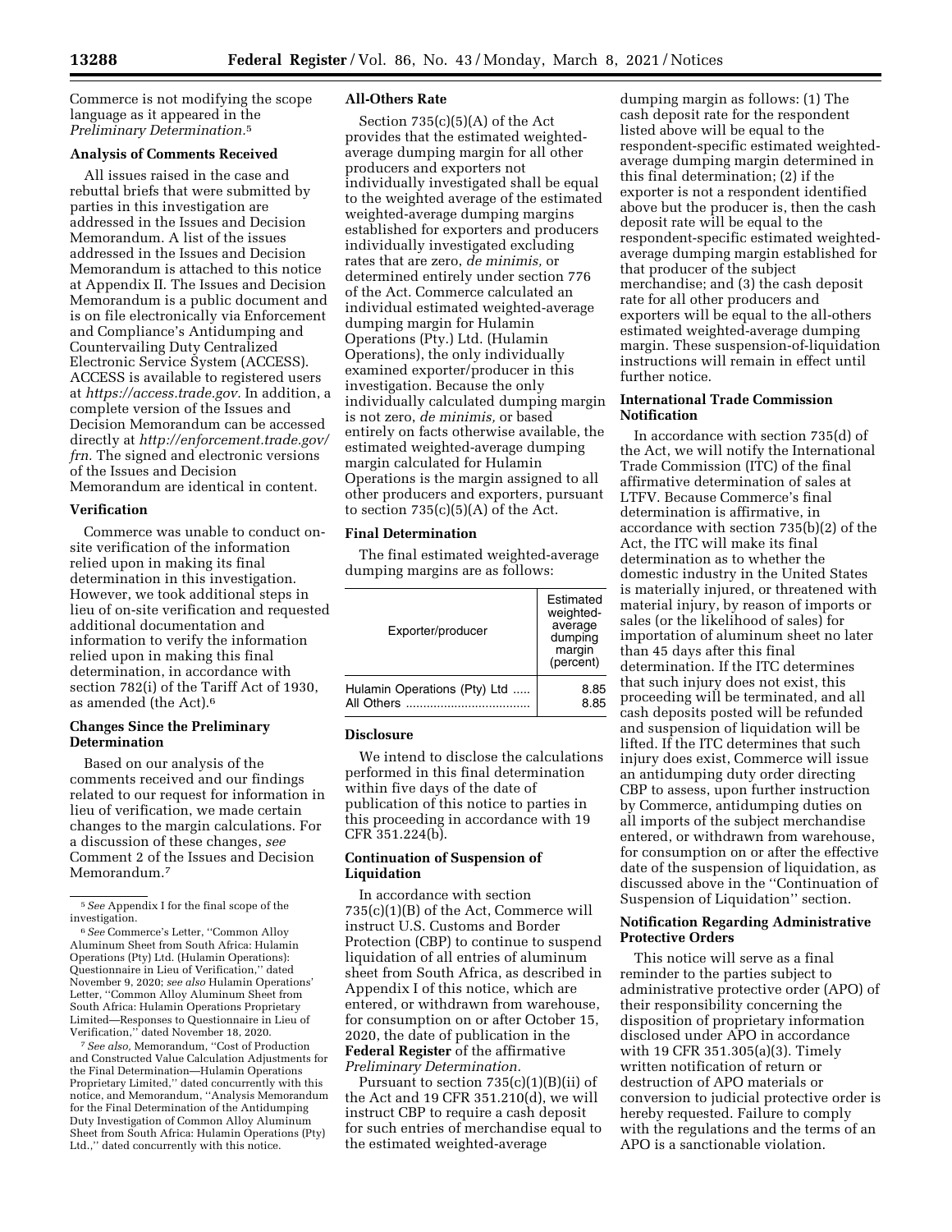Commerce is not modifying the scope language as it appeared in the *Preliminary Determination*.[5]

## Analysis of Comments Received

All issues raised in the case and rebuttal briefs that were submitted by parties in this investigation are addressed in the Issues and Decision Memorandum. A list of the issues addressed in the Issues and Decision Memorandum is attached to this notice at Appendix II. The Issues and Decision Memorandum is a public document and is on file electronically via Enforcement and Compliance's Antidumping and Countervailing Duty Centralized Electronic Service System (ACCESS). ACCESS is available to registered users at *https://access.trade.gov*. In addition, a complete version of the Issues and Decision Memorandum can be accessed directly at *http://enforcement.trade.gov/frn*. The signed and electronic versions of the Issues and Decision Memorandum are identical in content.

## Verification

Commerce was unable to conduct on-site verification of the information relied upon in making its final determination in this investigation. However, we took additional steps in lieu of on-site verification and requested additional documentation and information to verify the information relied upon in making this final determination, in accordance with section 782(i) of the Tariff Act of 1930, as amended (the Act).[6]

## Changes Since the Preliminary Determination

Based on our analysis of the comments received and our findings related to our request for information in lieu of verification, we made certain changes to the margin calculations. For a discussion of these changes, *see* Comment 2 of the Issues and Decision Memorandum.[7]

[5] *See* Appendix I for the final scope of the investigation.

[6] *See* Commerce's Letter, "Common Alloy Aluminum Sheet from South Africa: Hulamin Operations (Pty) Ltd. (Hulamin Operations): Questionnaire in Lieu of Verification," dated November 9, 2020; *see also* Hulamin Operations' Letter, "Common Alloy Aluminum Sheet from South Africa: Hulamin Operations Proprietary Limited—Responses to Questionnaire in Lieu of Verification," dated November 18, 2020.

[7] *See also,* Memorandum, "Cost of Production and Constructed Value Calculation Adjustments for the Final Determination—Hulamin Operations Proprietary Limited," dated concurrently with this notice, and Memorandum, "Analysis Memorandum for the Final Determination of the Antidumping Duty Investigation of Common Alloy Aluminum Sheet from South Africa: Hulamin Operations (Pty) Ltd.," dated concurrently with this notice.

## All-Others Rate

Section 735(c)(5)(A) of the Act provides that the estimated weighted-average dumping margin for all other producers and exporters not individually investigated shall be equal to the weighted average of the estimated weighted-average dumping margins established for exporters and producers individually investigated excluding rates that are zero, *de minimis,* or determined entirely under section 776 of the Act. Commerce calculated an individual estimated weighted-average dumping margin for Hulamin Operations (Pty.) Ltd. (Hulamin Operations), the only individually examined exporter/producer in this investigation. Because the only individually calculated dumping margin is not zero, *de minimis,* or based entirely on facts otherwise available, the estimated weighted-average dumping margin calculated for Hulamin Operations is the margin assigned to all other producers and exporters, pursuant to section 735(c)(5)(A) of the Act.

## Final Determination

The final estimated weighted-average dumping margins are as follows:

| Exporter/producer | Estimated weighted-average dumping margin (percent) |
|---|---|
| Hulamin Operations (Pty) Ltd | 8.85 |
| All Others | 8.85 |

## Disclosure

We intend to disclose the calculations performed in this final determination within five days of the date of publication of this notice to parties in this proceeding in accordance with 19 CFR 351.224(b).

## Continuation of Suspension of Liquidation

In accordance with section 735(c)(1)(B) of the Act, Commerce will instruct U.S. Customs and Border Protection (CBP) to continue to suspend liquidation of all entries of aluminum sheet from South Africa, as described in Appendix I of this notice, which are entered, or withdrawn from warehouse, for consumption on or after October 15, 2020, the date of publication in the **Federal Register** of the affirmative *Preliminary Determination*.

Pursuant to section 735(c)(1)(B)(ii) of the Act and 19 CFR 351.210(d), we will instruct CBP to require a cash deposit for such entries of merchandise equal to the estimated weighted-average dumping margin as follows: (1) The cash deposit rate for the respondent listed above will be equal to the respondent-specific estimated weighted-average dumping margin determined in this final determination; (2) if the exporter is not a respondent identified above but the producer is, then the cash deposit rate will be equal to the respondent-specific estimated weighted-average dumping margin established for that producer of the subject merchandise; and (3) the cash deposit rate for all other producers and exporters will be equal to the all-others estimated weighted-average dumping margin. These suspension-of-liquidation instructions will remain in effect until further notice.

## International Trade Commission Notification

In accordance with section 735(d) of the Act, we will notify the International Trade Commission (ITC) of the final affirmative determination of sales at LTFV. Because Commerce's final determination is affirmative, in accordance with section 735(b)(2) of the Act, the ITC will make its final determination as to whether the domestic industry in the United States is materially injured, or threatened with material injury, by reason of imports or sales (or the likelihood of sales) for importation of aluminum sheet no later than 45 days after this final determination. If the ITC determines that such injury does not exist, this proceeding will be terminated, and all cash deposits posted will be refunded and suspension of liquidation will be lifted. If the ITC determines that such injury does exist, Commerce will issue an antidumping duty order directing CBP to assess, upon further instruction by Commerce, antidumping duties on all imports of the subject merchandise entered, or withdrawn from warehouse, for consumption on or after the effective date of the suspension of liquidation, as discussed above in the "Continuation of Suspension of Liquidation" section.

## Notification Regarding Administrative Protective Orders

This notice will serve as a final reminder to the parties subject to administrative protective order (APO) of their responsibility concerning the disposition of proprietary information disclosed under APO in accordance with 19 CFR 351.305(a)(3). Timely written notification of return or destruction of APO materials or conversion to judicial protective order is hereby requested. Failure to comply with the regulations and the terms of an APO is a sanctionable violation.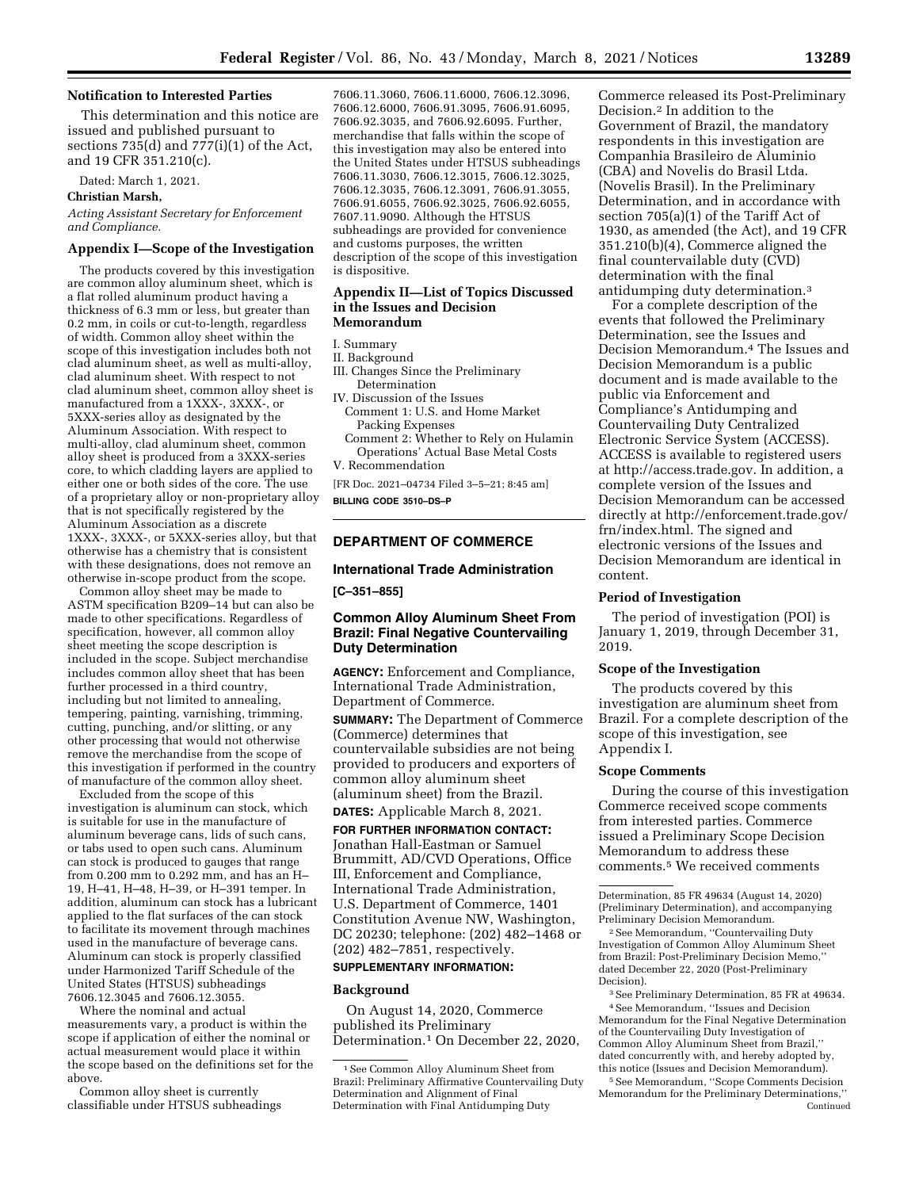## Notification to Interested Parties

This determination and this notice are issued and published pursuant to sections 735(d) and 777(i)(1) of the Act, and 19 CFR 351.210(c).

Dated: March 1, 2021.

**Christian Marsh,**

*Acting Assistant Secretary for Enforcement and Compliance.*

## Appendix I—Scope of the Investigation

The products covered by this investigation are common alloy aluminum sheet, which is a flat rolled aluminum product having a thickness of 6.3 mm or less, but greater than 0.2 mm, in coils or cut-to-length, regardless of width. Common alloy sheet within the scope of this investigation includes both not clad aluminum sheet, as well as multi-alloy, clad aluminum sheet. With respect to not clad aluminum sheet, common alloy sheet is manufactured from a 1XXX-, 3XXX-, or 5XXX-series alloy as designated by the Aluminum Association. With respect to multi-alloy, clad aluminum sheet, common alloy sheet is produced from a 3XXX-series core, to which cladding layers are applied to either one or both sides of the core. The use of a proprietary alloy or non-proprietary alloy that is not specifically registered by the Aluminum Association as a discrete 1XXX-, 3XXX-, or 5XXX-series alloy, but that otherwise has a chemistry that is consistent with these designations, does not remove an otherwise in-scope product from the scope.

Common alloy sheet may be made to ASTM specification B209–14 but can also be made to other specifications. Regardless of specification, however, all common alloy sheet meeting the scope description is included in the scope. Subject merchandise includes common alloy sheet that has been further processed in a third country, including but not limited to annealing, tempering, painting, varnishing, trimming, cutting, punching, and/or slitting, or any other processing that would not otherwise remove the merchandise from the scope of this investigation if performed in the country of manufacture of the common alloy sheet.

Excluded from the scope of this investigation is aluminum can stock, which is suitable for use in the manufacture of aluminum beverage cans, lids of such cans, or tabs used to open such cans. Aluminum can stock is produced to gauges that range from 0.200 mm to 0.292 mm, and has an H–19, H–41, H–48, H–39, or H–391 temper. In addition, aluminum can stock has a lubricant applied to the flat surfaces of the can stock to facilitate its movement through machines used in the manufacture of beverage cans. Aluminum can stock is properly classified under Harmonized Tariff Schedule of the United States (HTSUS) subheadings 7606.12.3045 and 7606.12.3055.

Where the nominal and actual measurements vary, a product is within the scope if application of either the nominal or actual measurement would place it within the scope based on the definitions set for the above.

Common alloy sheet is currently classifiable under HTSUS subheadings 7606.11.3060, 7606.11.6000, 7606.12.3096, 7606.12.6000, 7606.91.3095, 7606.91.6095, 7606.92.3035, and 7606.92.6095. Further, merchandise that falls within the scope of this investigation may also be entered into the United States under HTSUS subheadings 7606.11.3030, 7606.12.3015, 7606.12.3025, 7606.12.3035, 7606.12.3091, 7606.91.3055, 7606.91.6055, 7606.92.3025, 7606.92.6055, 7607.11.9090. Although the HTSUS subheadings are provided for convenience and customs purposes, the written description of the scope of this investigation is dispositive.

## Appendix II—List of Topics Discussed in the Issues and Decision Memorandum

I. Summary
II. Background
III. Changes Since the Preliminary Determination
IV. Discussion of the Issues
 Comment 1: U.S. and Home Market Packing Expenses
 Comment 2: Whether to Rely on Hulamin Operations' Actual Base Metal Costs
V. Recommendation

[FR Doc. 2021–04734 Filed 3–5–21; 8:45 am]

**BILLING CODE 3510–DS–P**

---

# DEPARTMENT OF COMMERCE

## International Trade Administration

**[C–351–855]**

## Common Alloy Aluminum Sheet From Brazil: Final Negative Countervailing Duty Determination

**AGENCY:** Enforcement and Compliance, International Trade Administration, Department of Commerce.

**SUMMARY:** The Department of Commerce (Commerce) determines that countervailable subsidies are not being provided to producers and exporters of common alloy aluminum sheet (aluminum sheet) from the Brazil.

**DATES:** Applicable March 8, 2021.

**FOR FURTHER INFORMATION CONTACT:** Jonathan Hall-Eastman or Samuel Brummitt, AD/CVD Operations, Office III, Enforcement and Compliance, International Trade Administration, U.S. Department of Commerce, 1401 Constitution Avenue NW, Washington, DC 20230; telephone: (202) 482–1468 or (202) 482–7851, respectively.

**SUPPLEMENTARY INFORMATION:**

### Background

On August 14, 2020, Commerce published its Preliminary Determination.[1] On December 22, 2020, Commerce released its Post-Preliminary Decision.[2] In addition to the Government of Brazil, the mandatory respondents in this investigation are Companhia Brasileiro de Aluminio (CBA) and Novelis do Brasil Ltda. (Novelis Brasil). In the Preliminary Determination, and in accordance with section 705(a)(1) of the Tariff Act of 1930, as amended (the Act), and 19 CFR 351.210(b)(4), Commerce aligned the final countervailable duty (CVD) determination with the final antidumping duty determination.[3]

For a complete description of the events that followed the Preliminary Determination, see the Issues and Decision Memorandum.[4] The Issues and Decision Memorandum is a public document and is made available to the public via Enforcement and Compliance's Antidumping and Countervailing Duty Centralized Electronic Service System (ACCESS). ACCESS is available to registered users at http://access.trade.gov. In addition, a complete version of the Issues and Decision Memorandum can be accessed directly at http://enforcement.trade.gov/frn/index.html. The signed and electronic versions of the Issues and Decision Memorandum are identical in content.

### Period of Investigation

The period of investigation (POI) is January 1, 2019, through December 31, 2019.

### Scope of the Investigation

The products covered by this investigation are aluminum sheet from Brazil. For a complete description of the scope of this investigation, see Appendix I.

### Scope Comments

During the course of this investigation Commerce received scope comments from interested parties. Commerce issued a Preliminary Scope Decision Memorandum to address these comments.[5] We received comments

---

[1] See Common Alloy Aluminum Sheet from Brazil: Preliminary Affirmative Countervailing Duty Determination and Alignment of Final Determination with Final Antidumping Duty Determination, 85 FR 49634 (August 14, 2020) (Preliminary Determination), and accompanying Preliminary Decision Memorandum.

[2] See Memorandum, "Countervailing Duty Investigation of Common Alloy Aluminum Sheet from Brazil: Post-Preliminary Decision Memo," dated December 22, 2020 (Post-Preliminary Decision).

[3] See Preliminary Determination, 85 FR at 49634.

[4] See Memorandum, "Issues and Decision Memorandum for the Final Negative Determination of the Countervailing Duty Investigation of Common Alloy Aluminum Sheet from Brazil," dated concurrently with, and hereby adopted by, this notice (Issues and Decision Memorandum).

[5] See Memorandum, "Scope Comments Decision Memorandum for the Preliminary Determinations," Continued